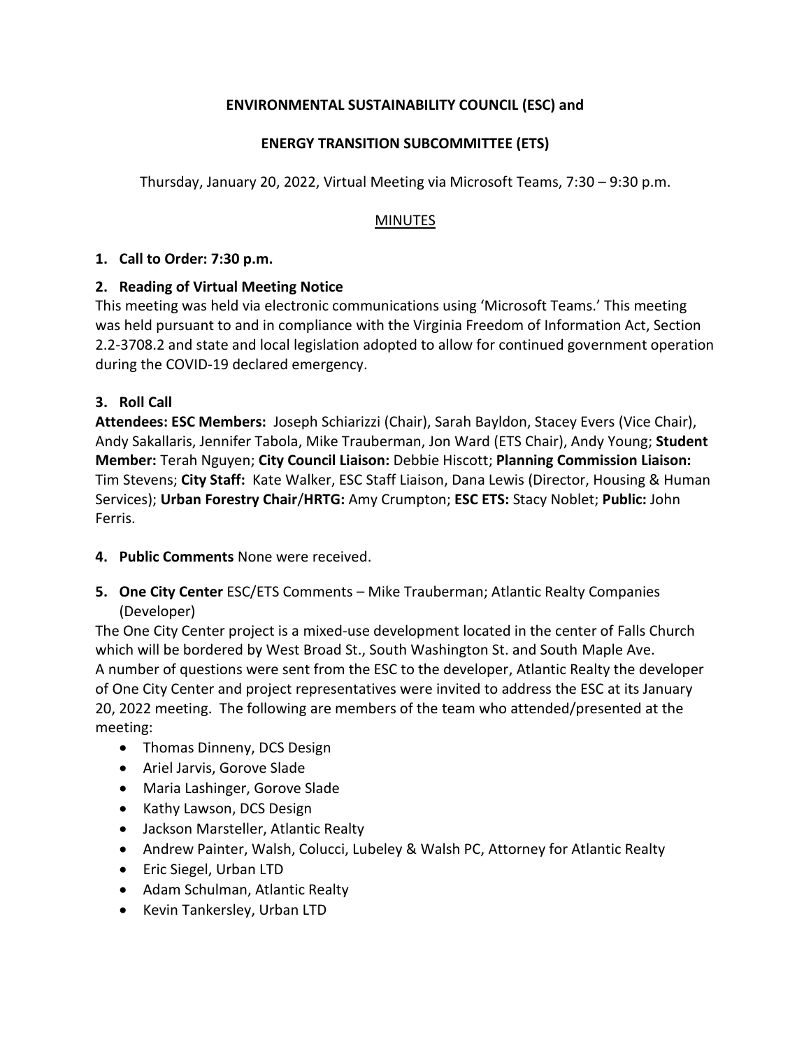# ENVIRONMENTAL SUSTAINABILITY COUNCIL (ESC) and

# ENERGY TRANSITION SUBCOMMITTEE (ETS)

Thursday, January 20, 2022, Virtual Meeting via Microsoft Teams, 7:30 – 9:30 p.m.

## MINUTES

**1. Call to Order: 7:30 p.m.**

**2. Reading of Virtual Meeting Notice**

This meeting was held via electronic communications using 'Microsoft Teams.' This meeting was held pursuant to and in compliance with the Virginia Freedom of Information Act, Section 2.2-3708.2 and state and local legislation adopted to allow for continued government operation during the COVID-19 declared emergency.

**3. Roll Call**

**Attendees: ESC Members:** Joseph Schiarizzi (Chair), Sarah Bayldon, Stacey Evers (Vice Chair), Andy Sakallaris, Jennifer Tabola, Mike Trauberman, Jon Ward (ETS Chair), Andy Young; **Student Member:** Terah Nguyen; **City Council Liaison:** Debbie Hiscott; **Planning Commission Liaison:** Tim Stevens; **City Staff:** Kate Walker, ESC Staff Liaison, Dana Lewis (Director, Housing & Human Services); **Urban Forestry Chair**/**HRTG:** Amy Crumpton; **ESC ETS:** Stacy Noblet; **Public:** John Ferris.

**4. Public Comments** None were received.

**5. One City Center** ESC/ETS Comments – Mike Trauberman; Atlantic Realty Companies (Developer)

The One City Center project is a mixed-use development located in the center of Falls Church which will be bordered by West Broad St., South Washington St. and South Maple Ave. A number of questions were sent from the ESC to the developer, Atlantic Realty the developer of One City Center and project representatives were invited to address the ESC at its January 20, 2022 meeting. The following are members of the team who attended/presented at the meeting:

- Thomas Dinneny, DCS Design
- Ariel Jarvis, Gorove Slade
- Maria Lashinger, Gorove Slade
- Kathy Lawson, DCS Design
- Jackson Marsteller, Atlantic Realty
- Andrew Painter, Walsh, Colucci, Lubeley & Walsh PC, Attorney for Atlantic Realty
- Eric Siegel, Urban LTD
- Adam Schulman, Atlantic Realty
- Kevin Tankersley, Urban LTD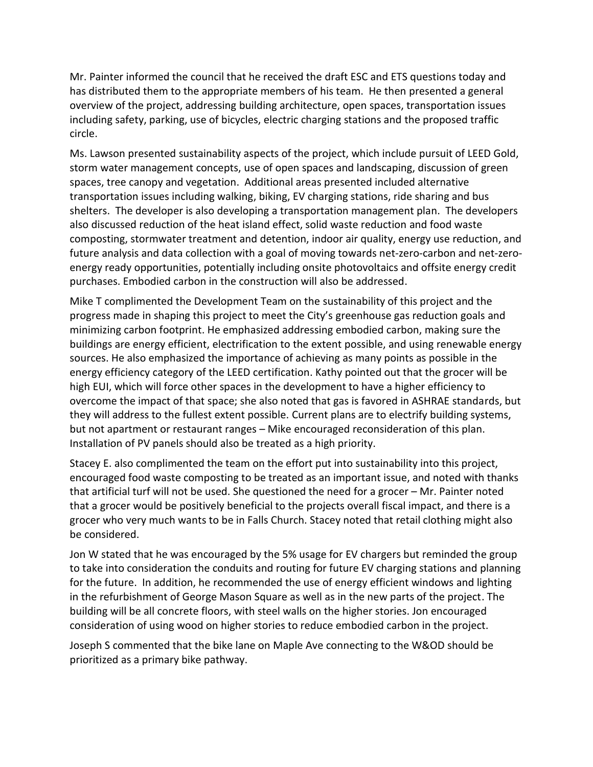Mr. Painter informed the council that he received the draft ESC and ETS questions today and has distributed them to the appropriate members of his team. He then presented a general overview of the project, addressing building architecture, open spaces, transportation issues including safety, parking, use of bicycles, electric charging stations and the proposed traffic circle.

Ms. Lawson presented sustainability aspects of the project, which include pursuit of LEED Gold, storm water management concepts, use of open spaces and landscaping, discussion of green spaces, tree canopy and vegetation. Additional areas presented included alternative transportation issues including walking, biking, EV charging stations, ride sharing and bus shelters. The developer is also developing a transportation management plan. The developers also discussed reduction of the heat island effect, solid waste reduction and food waste composting, stormwater treatment and detention, indoor air quality, energy use reduction, and future analysis and data collection with a goal of moving towards net-zero-carbon and net-zero-energy ready opportunities, potentially including onsite photovoltaics and offsite energy credit purchases. Embodied carbon in the construction will also be addressed.

Mike T complimented the Development Team on the sustainability of this project and the progress made in shaping this project to meet the City's greenhouse gas reduction goals and minimizing carbon footprint. He emphasized addressing embodied carbon, making sure the buildings are energy efficient, electrification to the extent possible, and using renewable energy sources. He also emphasized the importance of achieving as many points as possible in the energy efficiency category of the LEED certification. Kathy pointed out that the grocer will be high EUI, which will force other spaces in the development to have a higher efficiency to overcome the impact of that space; she also noted that gas is favored in ASHRAE standards, but they will address to the fullest extent possible. Current plans are to electrify building systems, but not apartment or restaurant ranges – Mike encouraged reconsideration of this plan. Installation of PV panels should also be treated as a high priority.

Stacey E. also complimented the team on the effort put into sustainability into this project, encouraged food waste composting to be treated as an important issue, and noted with thanks that artificial turf will not be used. She questioned the need for a grocer – Mr. Painter noted that a grocer would be positively beneficial to the projects overall fiscal impact, and there is a grocer who very much wants to be in Falls Church. Stacey noted that retail clothing might also be considered.

Jon W stated that he was encouraged by the 5% usage for EV chargers but reminded the group to take into consideration the conduits and routing for future EV charging stations and planning for the future. In addition, he recommended the use of energy efficient windows and lighting in the refurbishment of George Mason Square as well as in the new parts of the project. The building will be all concrete floors, with steel walls on the higher stories. Jon encouraged consideration of using wood on higher stories to reduce embodied carbon in the project.

Joseph S commented that the bike lane on Maple Ave connecting to the W&OD should be prioritized as a primary bike pathway.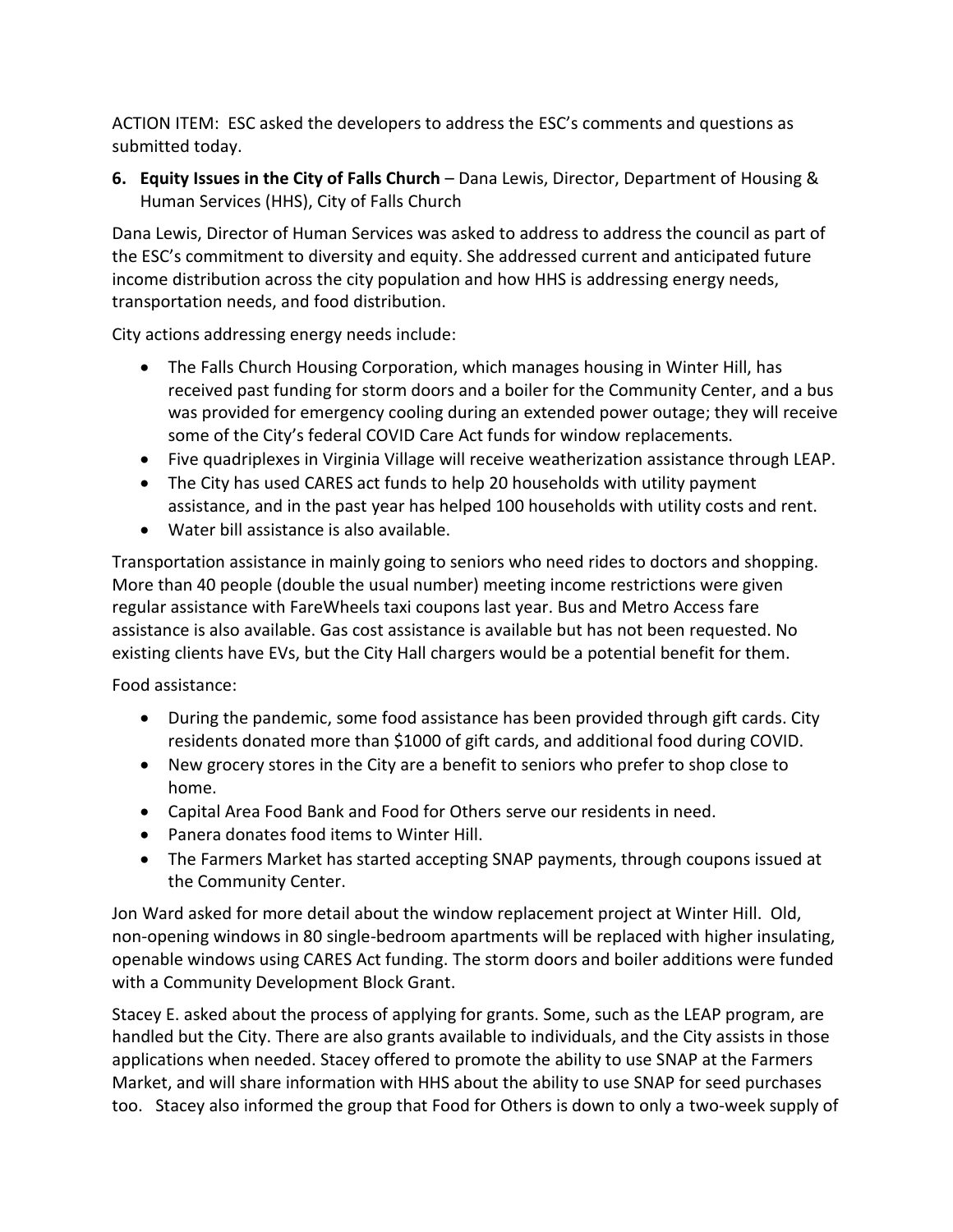ACTION ITEM: ESC asked the developers to address the ESC's comments and questions as submitted today.

6. **Equity Issues in the City of Falls Church** – Dana Lewis, Director, Department of Housing & Human Services (HHS), City of Falls Church

Dana Lewis, Director of Human Services was asked to address to address the council as part of the ESC's commitment to diversity and equity. She addressed current and anticipated future income distribution across the city population and how HHS is addressing energy needs, transportation needs, and food distribution.

City actions addressing energy needs include:

- The Falls Church Housing Corporation, which manages housing in Winter Hill, has received past funding for storm doors and a boiler for the Community Center, and a bus was provided for emergency cooling during an extended power outage; they will receive some of the City's federal COVID Care Act funds for window replacements.
- Five quadriplexes in Virginia Village will receive weatherization assistance through LEAP.
- The City has used CARES act funds to help 20 households with utility payment assistance, and in the past year has helped 100 households with utility costs and rent.
- Water bill assistance is also available.

Transportation assistance in mainly going to seniors who need rides to doctors and shopping. More than 40 people (double the usual number) meeting income restrictions were given regular assistance with FareWheels taxi coupons last year. Bus and Metro Access fare assistance is also available. Gas cost assistance is available but has not been requested. No existing clients have EVs, but the City Hall chargers would be a potential benefit for them.

Food assistance:

- During the pandemic, some food assistance has been provided through gift cards. City residents donated more than $1000 of gift cards, and additional food during COVID.
- New grocery stores in the City are a benefit to seniors who prefer to shop close to home.
- Capital Area Food Bank and Food for Others serve our residents in need.
- Panera donates food items to Winter Hill.
- The Farmers Market has started accepting SNAP payments, through coupons issued at the Community Center.

Jon Ward asked for more detail about the window replacement project at Winter Hill. Old, non-opening windows in 80 single-bedroom apartments will be replaced with higher insulating, openable windows using CARES Act funding. The storm doors and boiler additions were funded with a Community Development Block Grant.

Stacey E. asked about the process of applying for grants. Some, such as the LEAP program, are handled but the City. There are also grants available to individuals, and the City assists in those applications when needed. Stacey offered to promote the ability to use SNAP at the Farmers Market, and will share information with HHS about the ability to use SNAP for seed purchases too. Stacey also informed the group that Food for Others is down to only a two-week supply of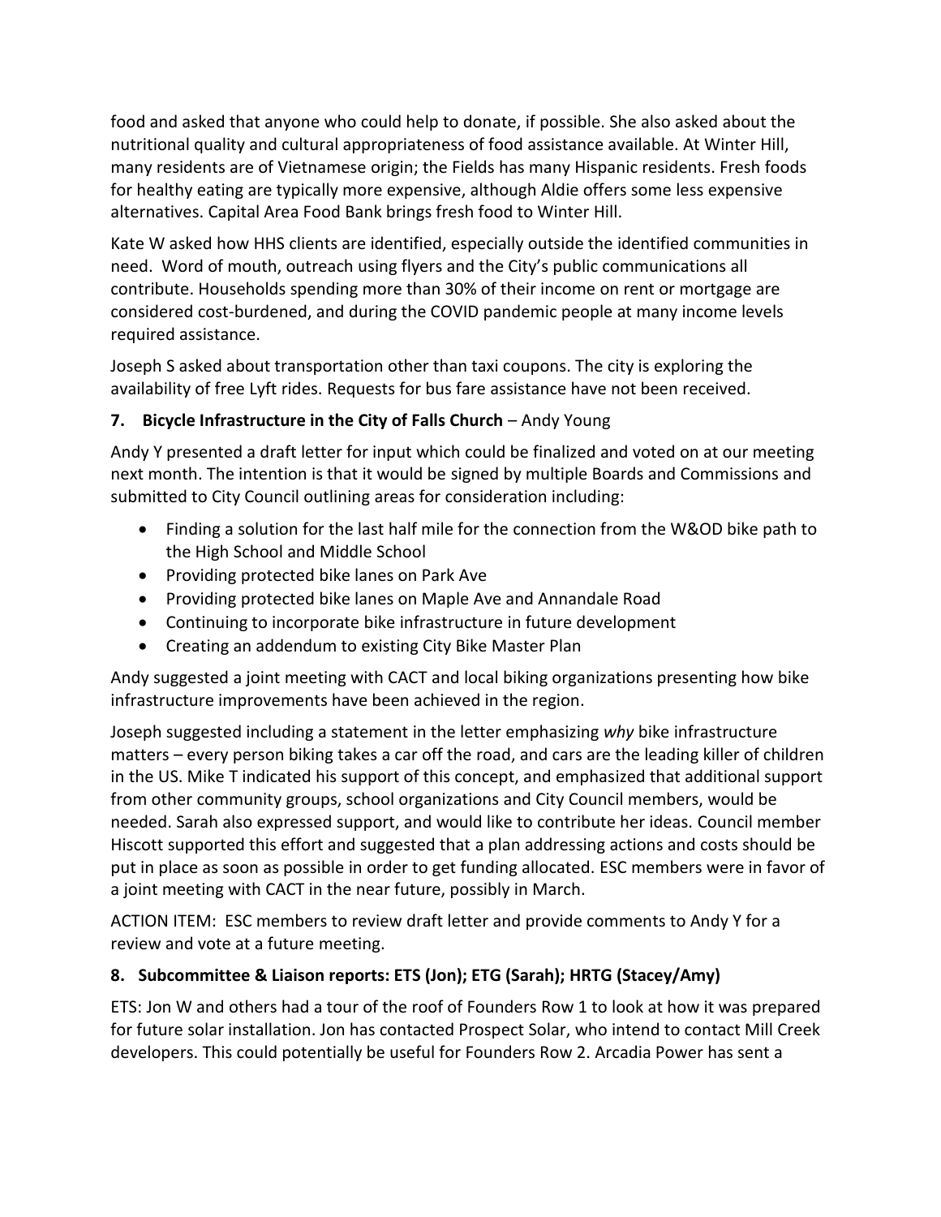food and asked that anyone who could help to donate, if possible. She also asked about the nutritional quality and cultural appropriateness of food assistance available. At Winter Hill, many residents are of Vietnamese origin; the Fields has many Hispanic residents. Fresh foods for healthy eating are typically more expensive, although Aldie offers some less expensive alternatives. Capital Area Food Bank brings fresh food to Winter Hill.

Kate W asked how HHS clients are identified, especially outside the identified communities in need. Word of mouth, outreach using flyers and the City's public communications all contribute. Households spending more than 30% of their income on rent or mortgage are considered cost-burdened, and during the COVID pandemic people at many income levels required assistance.

Joseph S asked about transportation other than taxi coupons. The city is exploring the availability of free Lyft rides. Requests for bus fare assistance have not been received.

**7. Bicycle Infrastructure in the City of Falls Church** – Andy Young

Andy Y presented a draft letter for input which could be finalized and voted on at our meeting next month. The intention is that it would be signed by multiple Boards and Commissions and submitted to City Council outlining areas for consideration including:

- Finding a solution for the last half mile for the connection from the W&OD bike path to the High School and Middle School
- Providing protected bike lanes on Park Ave
- Providing protected bike lanes on Maple Ave and Annandale Road
- Continuing to incorporate bike infrastructure in future development
- Creating an addendum to existing City Bike Master Plan

Andy suggested a joint meeting with CACT and local biking organizations presenting how bike infrastructure improvements have been achieved in the region.

Joseph suggested including a statement in the letter emphasizing *why* bike infrastructure matters – every person biking takes a car off the road, and cars are the leading killer of children in the US. Mike T indicated his support of this concept, and emphasized that additional support from other community groups, school organizations and City Council members, would be needed. Sarah also expressed support, and would like to contribute her ideas. Council member Hiscott supported this effort and suggested that a plan addressing actions and costs should be put in place as soon as possible in order to get funding allocated. ESC members were in favor of a joint meeting with CACT in the near future, possibly in March.

ACTION ITEM: ESC members to review draft letter and provide comments to Andy Y for a review and vote at a future meeting.

**8. Subcommittee & Liaison reports: ETS (Jon); ETG (Sarah); HRTG (Stacey/Amy)**

ETS: Jon W and others had a tour of the roof of Founders Row 1 to look at how it was prepared for future solar installation. Jon has contacted Prospect Solar, who intend to contact Mill Creek developers. This could potentially be useful for Founders Row 2. Arcadia Power has sent a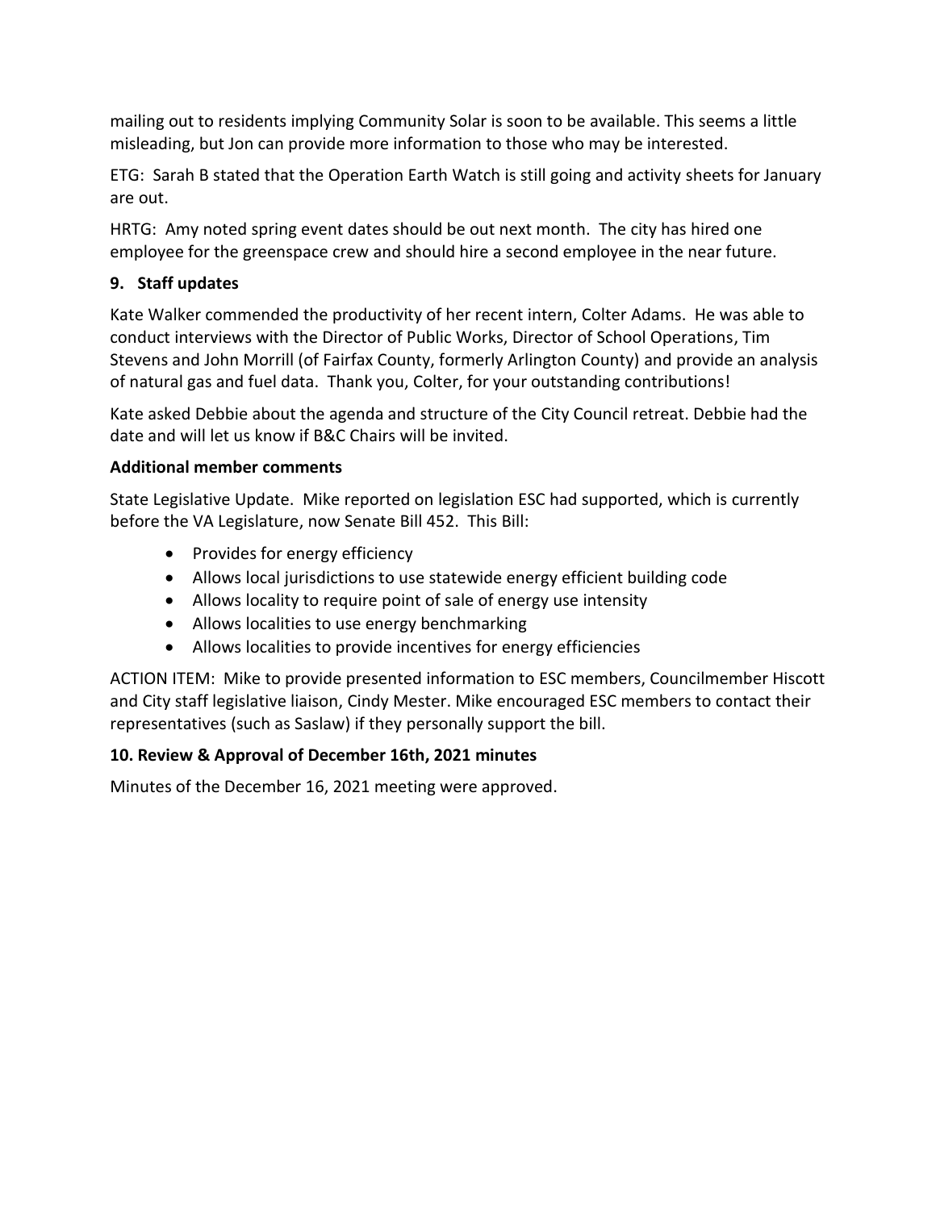mailing out to residents implying Community Solar is soon to be available. This seems a little misleading, but Jon can provide more information to those who may be interested.

ETG: Sarah B stated that the Operation Earth Watch is still going and activity sheets for January are out.

HRTG: Amy noted spring event dates should be out next month. The city has hired one employee for the greenspace crew and should hire a second employee in the near future.

## 9. Staff updates

Kate Walker commended the productivity of her recent intern, Colter Adams. He was able to conduct interviews with the Director of Public Works, Director of School Operations, Tim Stevens and John Morrill (of Fairfax County, formerly Arlington County) and provide an analysis of natural gas and fuel data. Thank you, Colter, for your outstanding contributions!

Kate asked Debbie about the agenda and structure of the City Council retreat. Debbie had the date and will let us know if B&C Chairs will be invited.

**Additional member comments**

State Legislative Update. Mike reported on legislation ESC had supported, which is currently before the VA Legislature, now Senate Bill 452. This Bill:

- Provides for energy efficiency
- Allows local jurisdictions to use statewide energy efficient building code
- Allows locality to require point of sale of energy use intensity
- Allows localities to use energy benchmarking
- Allows localities to provide incentives for energy efficiencies

ACTION ITEM: Mike to provide presented information to ESC members, Councilmember Hiscott and City staff legislative liaison, Cindy Mester. Mike encouraged ESC members to contact their representatives (such as Saslaw) if they personally support the bill.

## 10. Review & Approval of December 16th, 2021 minutes

Minutes of the December 16, 2021 meeting were approved.